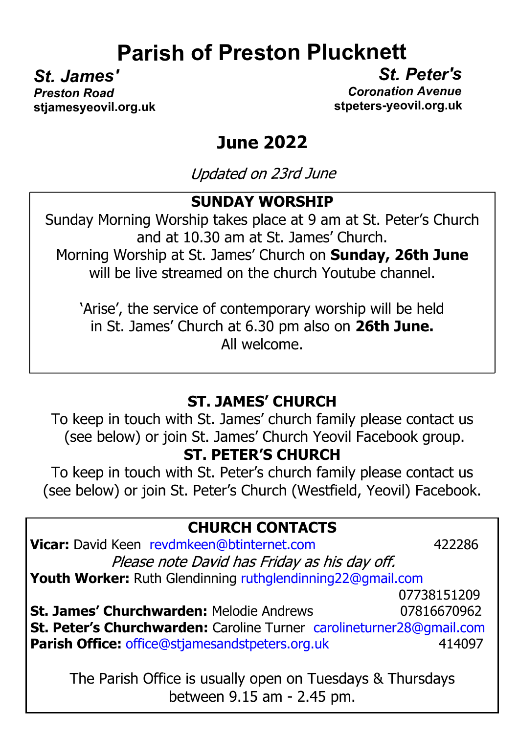# Parish of Preston Plucknett

***St. James'***
***Preston Road***
**stjamesyeovil.org.uk**

***St. Peter's***
***Coronation Avenue***
**stpeters-yeovil.org.uk**

## June 2022

*Updated on 23rd June*

### SUNDAY WORSHIP

Sunday Morning Worship takes place at 9 am at St. Peter's Church and at 10.30 am at St. James' Church.
Morning Worship at St. James' Church on **Sunday, 26th June** will be live streamed on the church Youtube channel.

'Arise', the service of contemporary worship will be held in St. James' Church at 6.30 pm also on **26th June.**
All welcome.

### ST. JAMES' CHURCH

To keep in touch with St. James' church family please contact us (see below) or join St. James' Church Yeovil Facebook group.

### ST. PETER'S CHURCH

To keep in touch with St. Peter's church family please contact us (see below) or join St. Peter's Church (Westfield, Yeovil) Facebook.

### CHURCH CONTACTS

**Vicar:** David Keen revdmkeen@btinternet.com 422286
*Please note David has Friday as his day off.*
**Youth Worker:** Ruth Glendinning ruthglendinning22@gmail.com 07738151209
**St. James' Churchwarden:** Melodie Andrews 07816670962
**St. Peter's Churchwarden:** Caroline Turner carolineturner28@gmail.com
**Parish Office:** office@stjamesandstpeters.org.uk 414097

The Parish Office is usually open on Tuesdays & Thursdays between 9.15 am - 2.45 pm.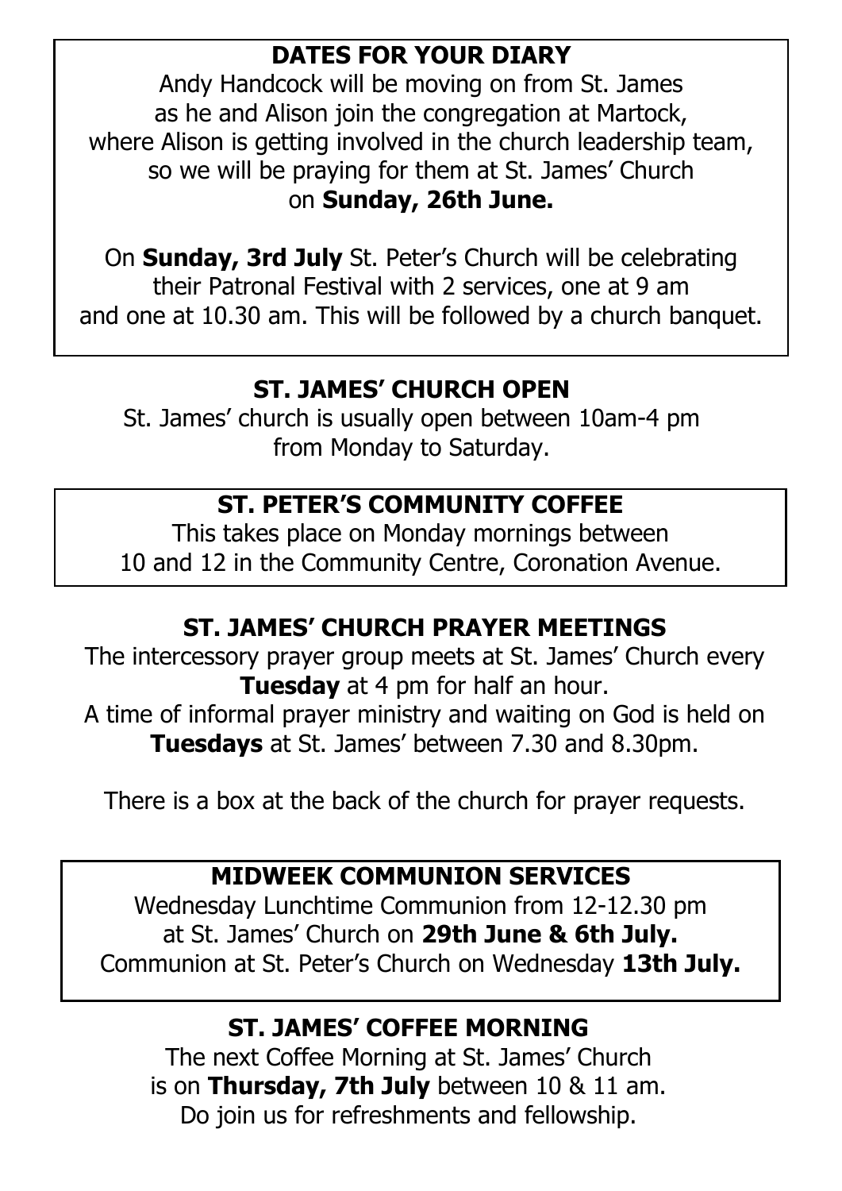## DATES FOR YOUR DIARY

Andy Handcock will be moving on from St. James as he and Alison join the congregation at Martock, where Alison is getting involved in the church leadership team, so we will be praying for them at St. James' Church on **Sunday, 26th June.**

On **Sunday, 3rd July** St. Peter's Church will be celebrating their Patronal Festival with 2 services, one at 9 am and one at 10.30 am. This will be followed by a church banquet.

## ST. JAMES' CHURCH OPEN

St. James' church is usually open between 10am-4 pm from Monday to Saturday.

## ST. PETER'S COMMUNITY COFFEE

This takes place on Monday mornings between 10 and 12 in the Community Centre, Coronation Avenue.

## ST. JAMES' CHURCH PRAYER MEETINGS

The intercessory prayer group meets at St. James' Church every **Tuesday** at 4 pm for half an hour.

A time of informal prayer ministry and waiting on God is held on **Tuesdays** at St. James' between 7.30 and 8.30pm.

There is a box at the back of the church for prayer requests.

## MIDWEEK COMMUNION SERVICES

Wednesday Lunchtime Communion from 12-12.30 pm at St. James' Church on **29th June & 6th July.**

Communion at St. Peter's Church on Wednesday **13th July.**

## ST. JAMES' COFFEE MORNING

The next Coffee Morning at St. James' Church is on **Thursday, 7th July** between 10 & 11 am.

Do join us for refreshments and fellowship.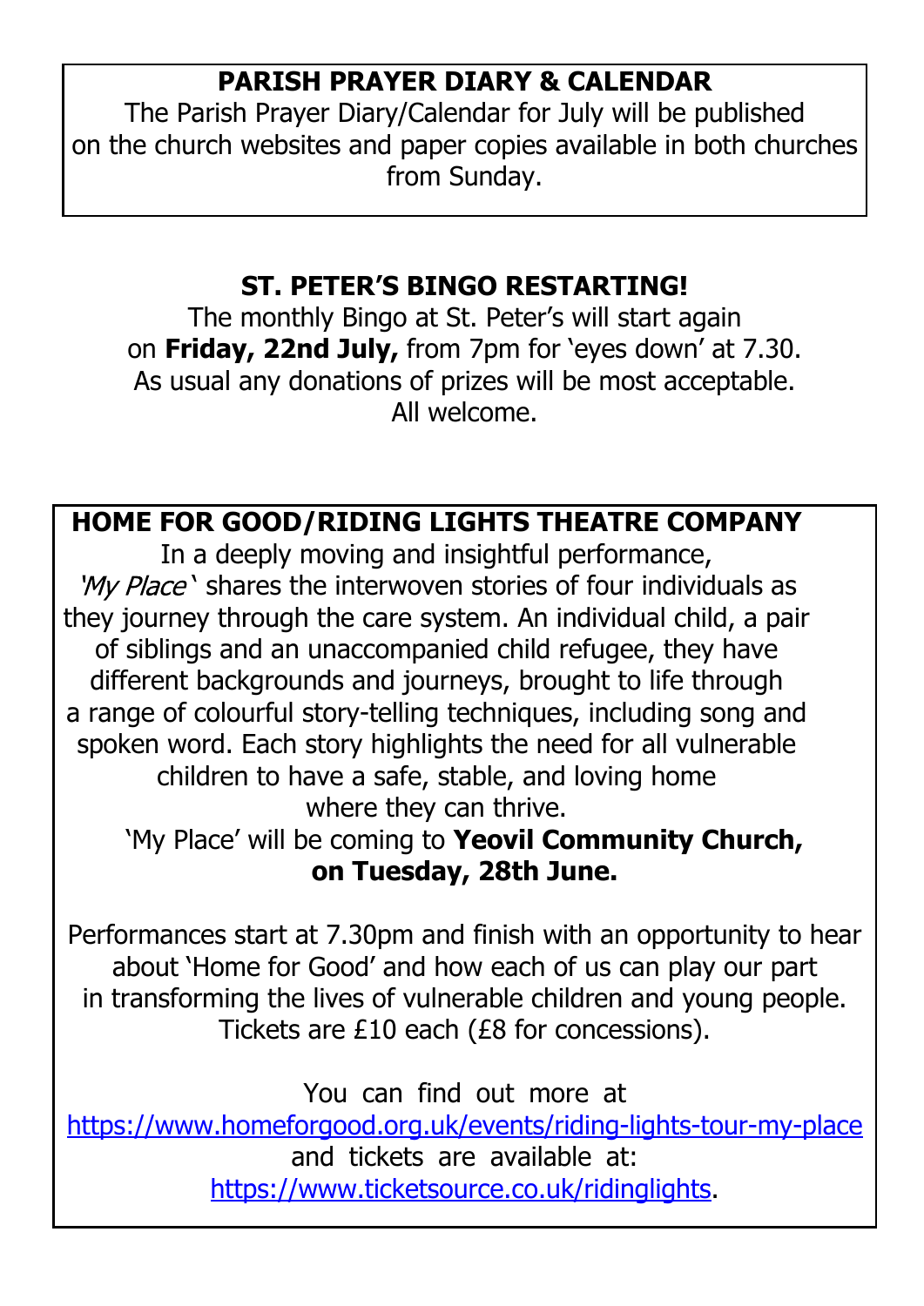## PARISH PRAYER DIARY & CALENDAR

The Parish Prayer Diary/Calendar for July will be published on the church websites and paper copies available in both churches from Sunday.

## ST. PETER'S BINGO RESTARTING!

The monthly Bingo at St. Peter's will start again on **Friday, 22nd July,** from 7pm for 'eyes down' at 7.30. As usual any donations of prizes will be most acceptable. All welcome.

## HOME FOR GOOD/RIDING LIGHTS THEATRE COMPANY

In a deeply moving and insightful performance, *'My Place'* shares the interwoven stories of four individuals as they journey through the care system. An individual child, a pair of siblings and an unaccompanied child refugee, they have different backgrounds and journeys, brought to life through a range of colourful story-telling techniques, including song and spoken word. Each story highlights the need for all vulnerable children to have a safe, stable, and loving home where they can thrive.

'My Place' will be coming to **Yeovil Community Church, on Tuesday, 28th June.**

Performances start at 7.30pm and finish with an opportunity to hear about 'Home for Good' and how each of us can play our part in transforming the lives of vulnerable children and young people. Tickets are £10 each (£8 for concessions).

You can find out more at https://www.homeforgood.org.uk/events/riding-lights-tour-my-place and tickets are available at: https://www.ticketsource.co.uk/ridinglights.